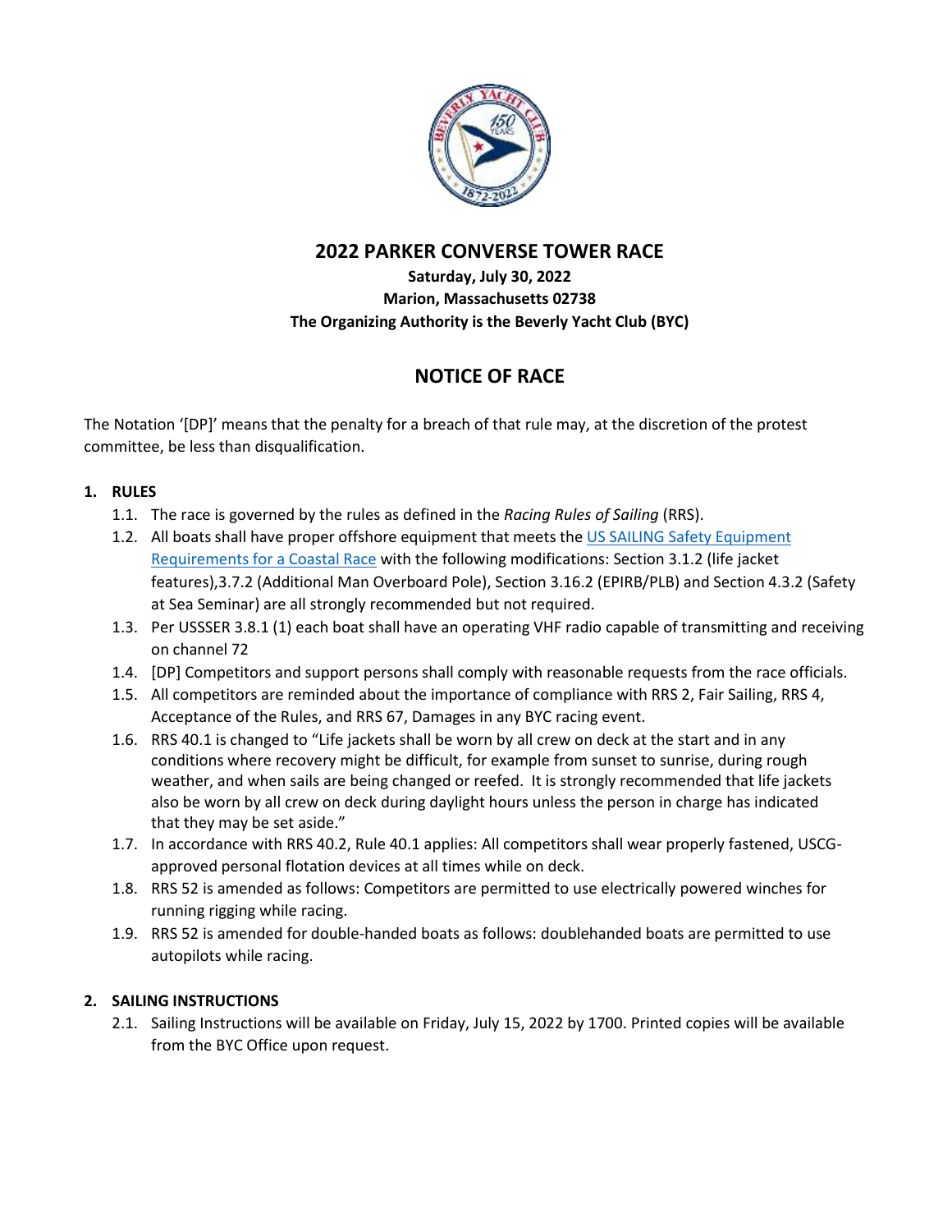## 2022 PARKER CONVERSE TOWER RACE

**Saturday, July 30, 2022**
**Marion, Massachusetts 02738**
**The Organizing Authority is the Beverly Yacht Club (BYC)**

## NOTICE OF RACE

The Notation '[DP]' means that the penalty for a breach of that rule may, at the discretion of the protest committee, be less than disqualification.

### 1. RULES

1.1. The race is governed by the rules as defined in the *Racing Rules of Sailing* (RRS).

1.2. All boats shall have proper offshore equipment that meets the US SAILING Safety Equipment Requirements for a Coastal Race with the following modifications: Section 3.1.2 (life jacket features),3.7.2 (Additional Man Overboard Pole), Section 3.16.2 (EPIRB/PLB) and Section 4.3.2 (Safety at Sea Seminar) are all strongly recommended but not required.

1.3. Per USSSER 3.8.1 (1) each boat shall have an operating VHF radio capable of transmitting and receiving on channel 72

1.4. [DP] Competitors and support persons shall comply with reasonable requests from the race officials.

1.5. All competitors are reminded about the importance of compliance with RRS 2, Fair Sailing, RRS 4, Acceptance of the Rules, and RRS 67, Damages in any BYC racing event.

1.6. RRS 40.1 is changed to "Life jackets shall be worn by all crew on deck at the start and in any conditions where recovery might be difficult, for example from sunset to sunrise, during rough weather, and when sails are being changed or reefed. It is strongly recommended that life jackets also be worn by all crew on deck during daylight hours unless the person in charge has indicated that they may be set aside."

1.7. In accordance with RRS 40.2, Rule 40.1 applies: All competitors shall wear properly fastened, USCG-approved personal flotation devices at all times while on deck.

1.8. RRS 52 is amended as follows: Competitors are permitted to use electrically powered winches for running rigging while racing.

1.9. RRS 52 is amended for double-handed boats as follows: doublehanded boats are permitted to use autopilots while racing.

### 2. SAILING INSTRUCTIONS

2.1. Sailing Instructions will be available on Friday, July 15, 2022 by 1700. Printed copies will be available from the BYC Office upon request.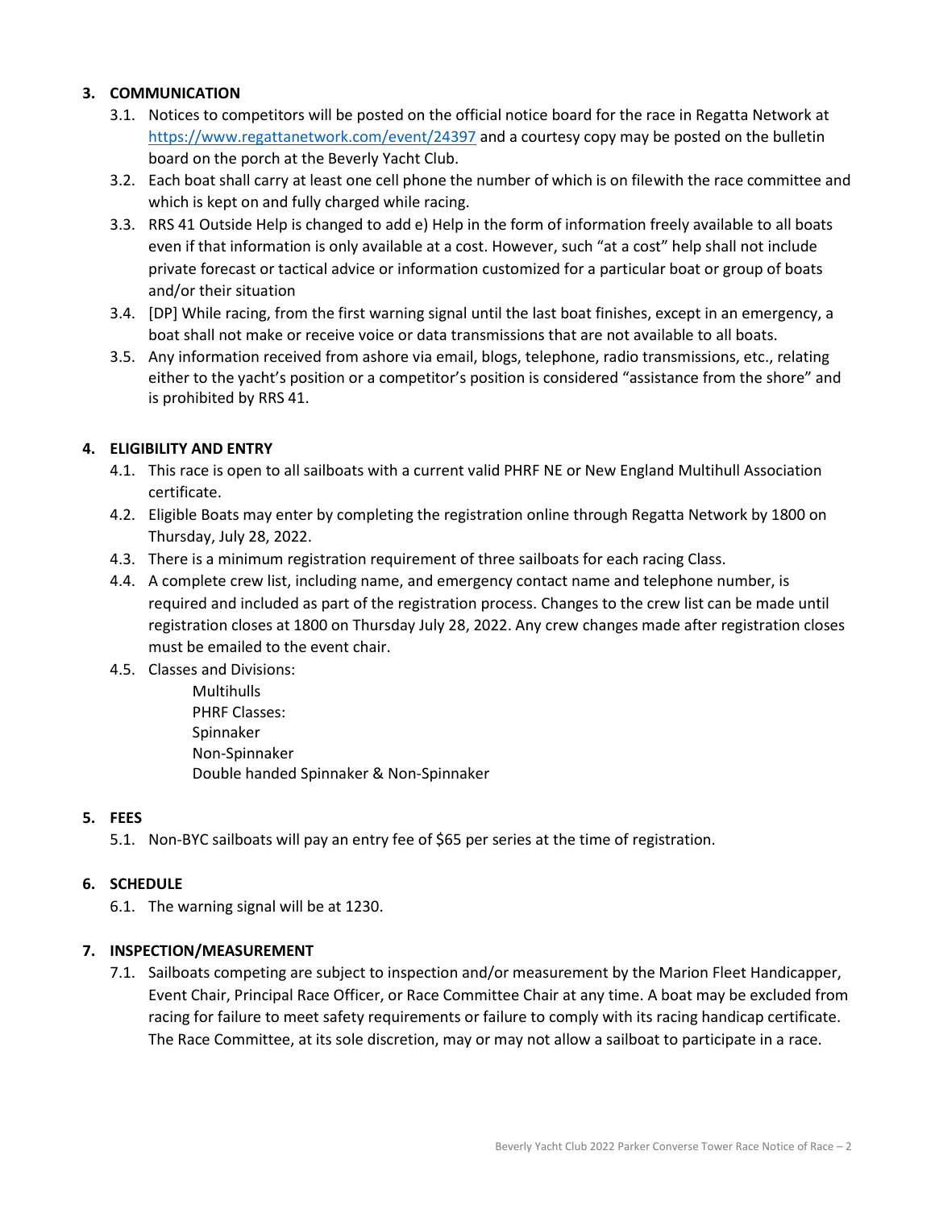## 3. COMMUNICATION

3.1. Notices to competitors will be posted on the official notice board for the race in Regatta Network at https://www.regattanetwork.com/event/24397 and a courtesy copy may be posted on the bulletin board on the porch at the Beverly Yacht Club.

3.2. Each boat shall carry at least one cell phone the number of which is on filewith the race committee and which is kept on and fully charged while racing.

3.3. RRS 41 Outside Help is changed to add e) Help in the form of information freely available to all boats even if that information is only available at a cost. However, such "at a cost" help shall not include private forecast or tactical advice or information customized for a particular boat or group of boats and/or their situation

3.4. [DP] While racing, from the first warning signal until the last boat finishes, except in an emergency, a boat shall not make or receive voice or data transmissions that are not available to all boats.

3.5. Any information received from ashore via email, blogs, telephone, radio transmissions, etc., relating either to the yacht's position or a competitor's position is considered "assistance from the shore" and is prohibited by RRS 41.

## 4. ELIGIBILITY AND ENTRY

4.1. This race is open to all sailboats with a current valid PHRF NE or New England Multihull Association certificate.

4.2. Eligible Boats may enter by completing the registration online through Regatta Network by 1800 on Thursday, July 28, 2022.

4.3. There is a minimum registration requirement of three sailboats for each racing Class.

4.4. A complete crew list, including name, and emergency contact name and telephone number, is required and included as part of the registration process. Changes to the crew list can be made until registration closes at 1800 on Thursday July 28, 2022. Any crew changes made after registration closes must be emailed to the event chair.

4.5. Classes and Divisions:

Multihulls
PHRF Classes:
Spinnaker
Non-Spinnaker
Double handed Spinnaker & Non-Spinnaker

## 5. FEES

5.1. Non-BYC sailboats will pay an entry fee of $65 per series at the time of registration.

## 6. SCHEDULE

6.1. The warning signal will be at 1230.

## 7. INSPECTION/MEASUREMENT

7.1. Sailboats competing are subject to inspection and/or measurement by the Marion Fleet Handicapper, Event Chair, Principal Race Officer, or Race Committee Chair at any time. A boat may be excluded from racing for failure to meet safety requirements or failure to comply with its racing handicap certificate. The Race Committee, at its sole discretion, may or may not allow a sailboat to participate in a race.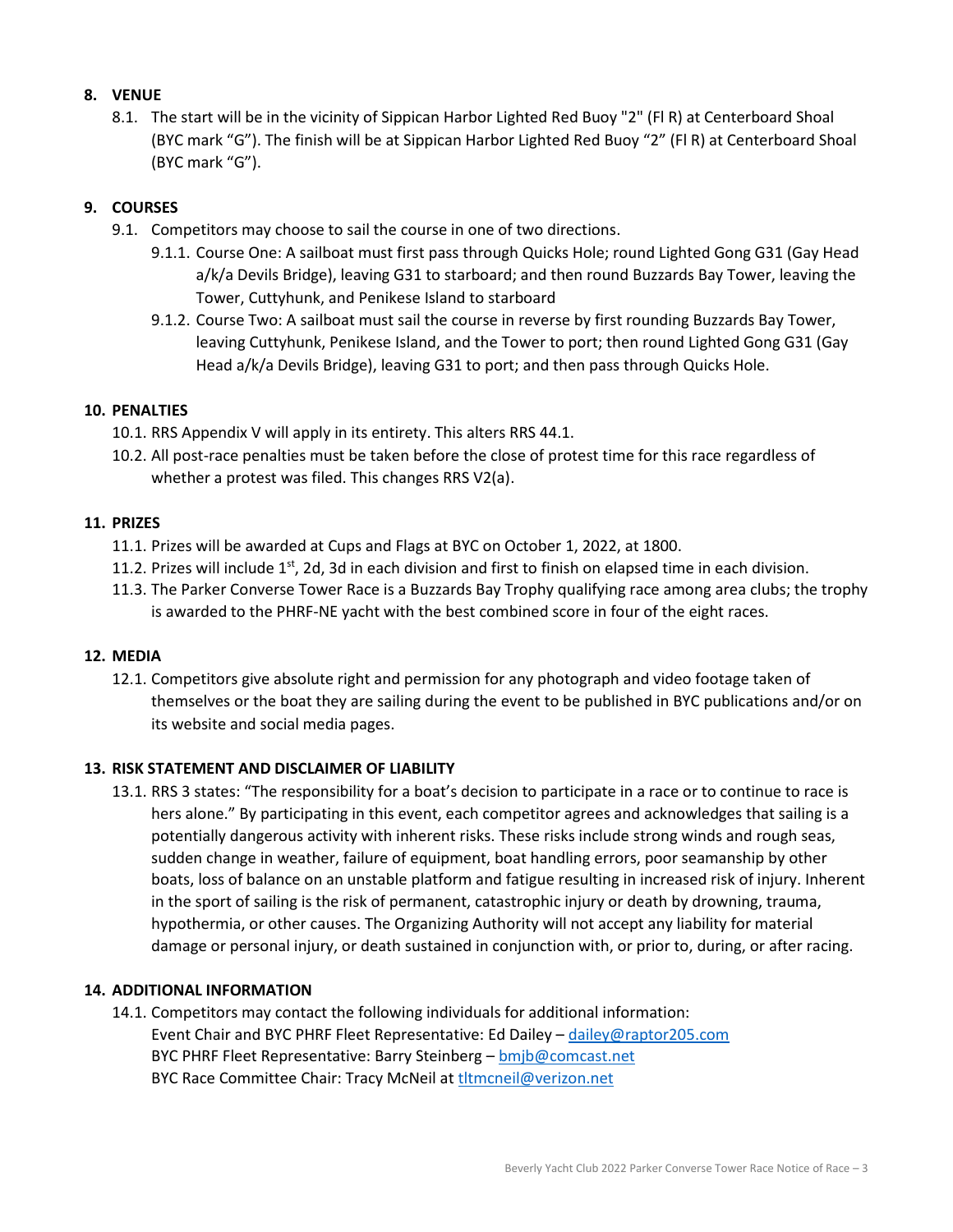## 8. VENUE

8.1. The start will be in the vicinity of Sippican Harbor Lighted Red Buoy "2" (Fl R) at Centerboard Shoal (BYC mark "G"). The finish will be at Sippican Harbor Lighted Red Buoy "2" (Fl R) at Centerboard Shoal (BYC mark "G").

## 9. COURSES

9.1. Competitors may choose to sail the course in one of two directions.

9.1.1. Course One: A sailboat must first pass through Quicks Hole; round Lighted Gong G31 (Gay Head a/k/a Devils Bridge), leaving G31 to starboard; and then round Buzzards Bay Tower, leaving the Tower, Cuttyhunk, and Penikese Island to starboard

9.1.2. Course Two: A sailboat must sail the course in reverse by first rounding Buzzards Bay Tower, leaving Cuttyhunk, Penikese Island, and the Tower to port; then round Lighted Gong G31 (Gay Head a/k/a Devils Bridge), leaving G31 to port; and then pass through Quicks Hole.

## 10. PENALTIES

10.1. RRS Appendix V will apply in its entirety. This alters RRS 44.1.

10.2. All post-race penalties must be taken before the close of protest time for this race regardless of whether a protest was filed. This changes RRS V2(a).

## 11. PRIZES

11.1. Prizes will be awarded at Cups and Flags at BYC on October 1, 2022, at 1800.

11.2. Prizes will include 1st, 2d, 3d in each division and first to finish on elapsed time in each division.

11.3. The Parker Converse Tower Race is a Buzzards Bay Trophy qualifying race among area clubs; the trophy is awarded to the PHRF-NE yacht with the best combined score in four of the eight races.

## 12. MEDIA

12.1. Competitors give absolute right and permission for any photograph and video footage taken of themselves or the boat they are sailing during the event to be published in BYC publications and/or on its website and social media pages.

## 13. RISK STATEMENT AND DISCLAIMER OF LIABILITY

13.1. RRS 3 states: "The responsibility for a boat's decision to participate in a race or to continue to race is hers alone." By participating in this event, each competitor agrees and acknowledges that sailing is a potentially dangerous activity with inherent risks. These risks include strong winds and rough seas, sudden change in weather, failure of equipment, boat handling errors, poor seamanship by other boats, loss of balance on an unstable platform and fatigue resulting in increased risk of injury. Inherent in the sport of sailing is the risk of permanent, catastrophic injury or death by drowning, trauma, hypothermia, or other causes. The Organizing Authority will not accept any liability for material damage or personal injury, or death sustained in conjunction with, or prior to, during, or after racing.

## 14. ADDITIONAL INFORMATION

14.1. Competitors may contact the following individuals for additional information:
Event Chair and BYC PHRF Fleet Representative: Ed Dailey – dailey@raptor205.com
BYC PHRF Fleet Representative: Barry Steinberg – bmjb@comcast.net
BYC Race Committee Chair: Tracy McNeil at tltmcneil@verizon.net